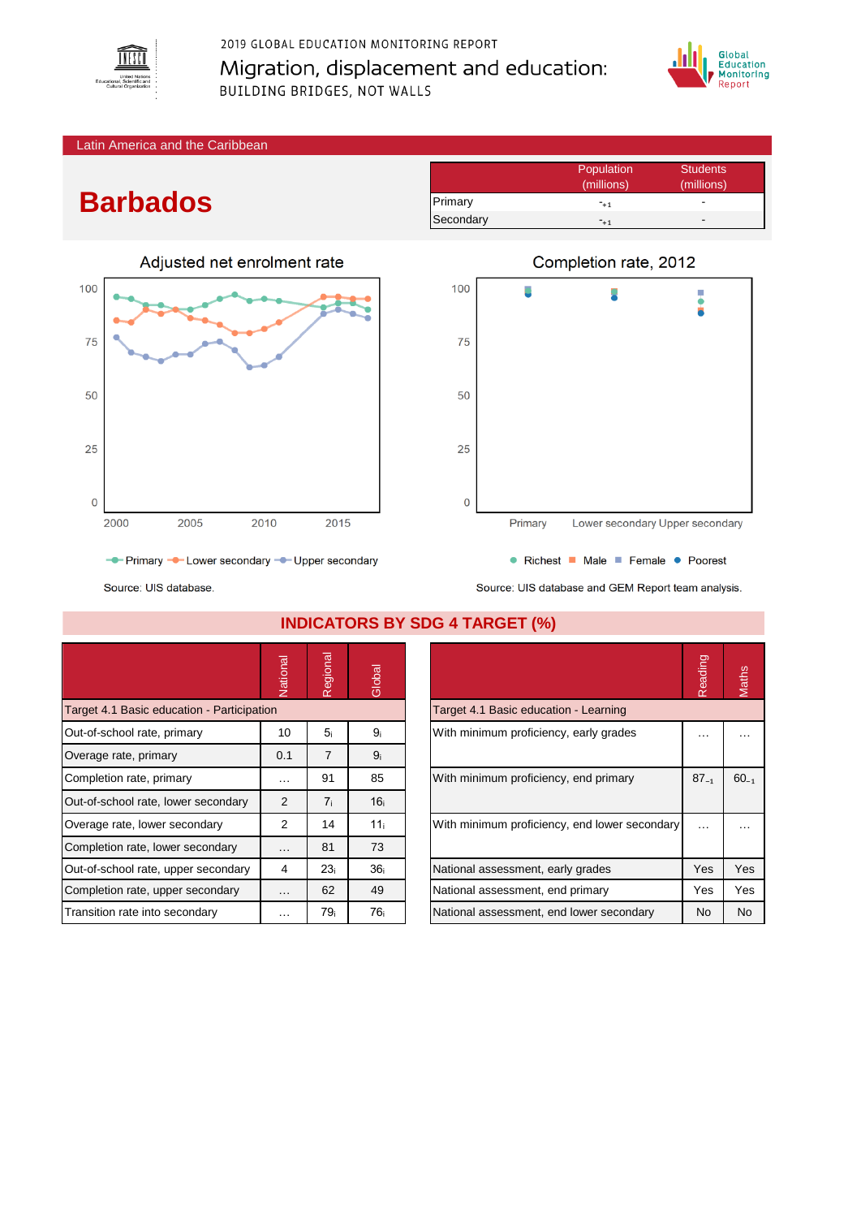2019 GLOBAL EDUCATION MONITORING REPORT

Migration, displacement and education:

BUILDING BRIDGES, NOT WALLS

Latin America and the Caribbean

# Barbados

| | Population (millions) | Students (millions) |
|---|---|---|
| Primary | -$_{+1}$ | - |
| Secondary | -$_{+1}$ | - |

Adjusted net enrolment rate

Primary, Lower secondary, Upper secondary

Source: UIS database.

Completion rate, 2012

Richest, Male, Female, Poorest

Source: UIS database and GEM Report team analysis.

## INDICATORS BY SDG 4 TARGET (%)

| | National | Regional | Global |
|---|---|---|---|
| Target 4.1 Basic education - Participation | | | |
| Out-of-school rate, primary | 10 | 5$_i$ | 9$_i$ |
| Overage rate, primary | 0.1 | 7 | 9$_i$ |
| Completion rate, primary | … | 91 | 85 |
| Out-of-school rate, lower secondary | 2 | 7$_i$ | 16$_i$ |
| Overage rate, lower secondary | 2 | 14 | 11$_i$ |
| Completion rate, lower secondary | … | 81 | 73 |
| Out-of-school rate, upper secondary | 4 | 23$_i$ | 36$_i$ |
| Completion rate, upper secondary | … | 62 | 49 |
| Transition rate into secondary | … | 79$_i$ | 76$_i$ |

| | Reading | Maths |
|---|---|---|
| Target 4.1 Basic education - Learning | | |
| With minimum proficiency, early grades | … | … |
| With minimum proficiency, end primary | 87$_{-1}$ | 60$_{-1}$ |
| With minimum proficiency, end lower secondary | … | … |
| National assessment, early grades | Yes | Yes |
| National assessment, end primary | Yes | Yes |
| National assessment, end lower secondary | No | No |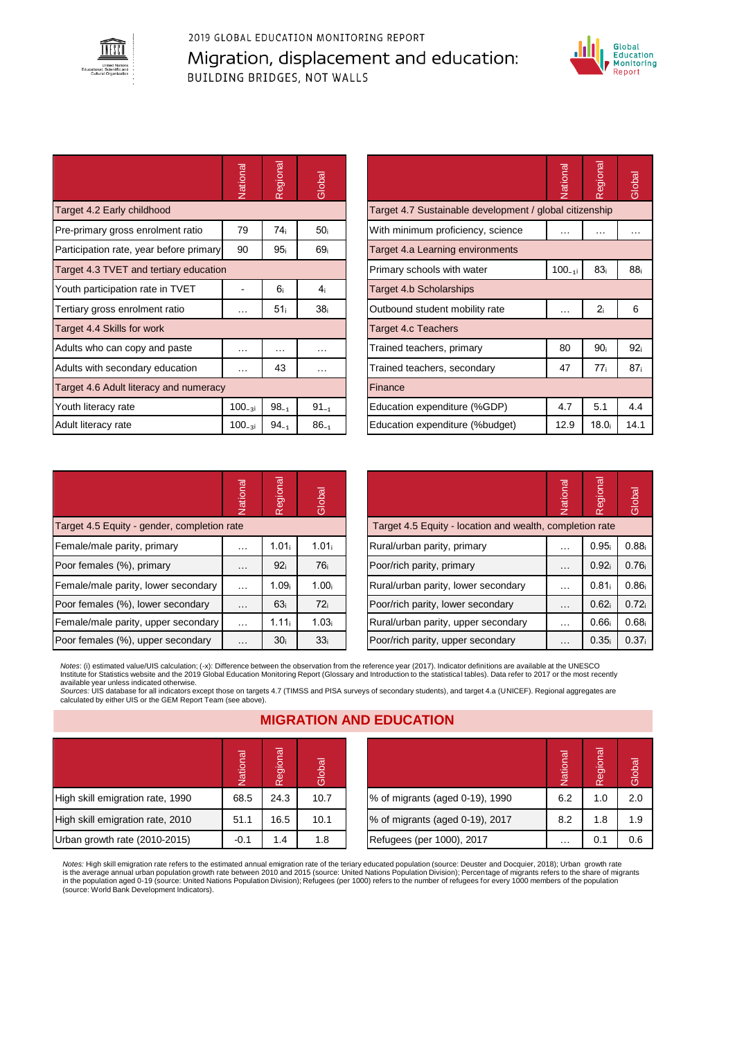# Migration, displacement and education: BUILDING BRIDGES, NOT WALLS

2019 GLOBAL EDUCATION MONITORING REPORT

| | National | Regional | Global |
|---|---|---|---|
| **Target 4.2 Early childhood** | | | |
| Pre-primary gross enrolment ratio | 79 | $74_i$ | $50_i$ |
| Participation rate, year before primary | 90 | $95_i$ | $69_i$ |
| **Target 4.3 TVET and tertiary education** | | | |
| Youth participation rate in TVET | - | $6_i$ | $4_i$ |
| Tertiary gross enrolment ratio | … | $51_i$ | $38_i$ |
| **Target 4.4 Skills for work** | | | |
| Adults who can copy and paste | … | … | … |
| Adults with secondary education | … | 43 | … |
| **Target 4.6 Adult literacy and numeracy** | | | |
| Youth literacy rate | $100_{-3i}$ | $98_{-1}$ | $91_{-1}$ |
| Adult literacy rate | $100_{-3i}$ | $94_{-1}$ | $86_{-1}$ |

| | National | Regional | Global |
|---|---|---|---|
| **Target 4.7 Sustainable development / global citizenship** | | | |
| With minimum proficiency, science | … | … | … |
| **Target 4.a Learning environments** | | | |
| Primary schools with water | $100_{-1i}$ | $83_i$ | $88_i$ |
| **Target 4.b Scholarships** | | | |
| Outbound student mobility rate | … | $2_i$ | 6 |
| **Target 4.c Teachers** | | | |
| Trained teachers, primary | 80 | $90_i$ | $92_i$ |
| Trained teachers, secondary | 47 | $77_i$ | $87_i$ |
| **Finance** | | | |
| Education expenditure (%GDP) | 4.7 | 5.1 | 4.4 |
| Education expenditure (%budget) | 12.9 | $18.0_i$ | 14.1 |

| | National | Regional | Global |
|---|---|---|---|
| **Target 4.5 Equity - gender, completion rate** | | | |
| Female/male parity, primary | … | $1.01_i$ | $1.01_i$ |
| Poor females (%), primary | … | $92_i$ | $76_i$ |
| Female/male parity, lower secondary | … | $1.09_i$ | $1.00_i$ |
| Poor females (%), lower secondary | … | $63_i$ | $72_i$ |
| Female/male parity, upper secondary | … | $1.11_i$ | $1.03_i$ |
| Poor females (%), upper secondary | … | $30_i$ | $33_i$ |

| | National | Regional | Global |
|---|---|---|---|
| **Target 4.5 Equity - location and wealth, completion rate** | | | |
| Rural/urban parity, primary | … | $0.95_i$ | $0.88_i$ |
| Poor/rich parity, primary | … | $0.92_i$ | $0.76_i$ |
| Rural/urban parity, lower secondary | … | $0.81_i$ | $0.86_i$ |
| Poor/rich parity, lower secondary | … | $0.62_i$ | $0.72_i$ |
| Rural/urban parity, upper secondary | … | $0.66_i$ | $0.68_i$ |
| Poor/rich parity, upper secondary | … | $0.35_i$ | $0.37_i$ |

*Notes*: (i) estimated value/UIS calculation; (-x): Difference between the observation from the reference year (2017). Indicator definitions are available at the UNESCO Institute for Statistics website and the 2019 Global Education Monitoring Report (Glossary and Introduction to the statistical tables). Data refer to 2017 or the most recently available year unless indicated otherwise.
*Sources*: UIS database for all indicators except those on targets 4.7 (TIMSS and PISA surveys of secondary students), and target 4.a (UNICEF). Regional aggregates are calculated by either UIS or the GEM Report Team (see above).

## MIGRATION AND EDUCATION

| | National | Regional | Global |
|---|---|---|---|
| High skill emigration rate, 1990 | 68.5 | 24.3 | 10.7 |
| High skill emigration rate, 2010 | 51.1 | 16.5 | 10.1 |
| Urban growth rate (2010-2015) | -0.1 | 1.4 | 1.8 |

| | National | Regional | Global |
|---|---|---|---|
| % of migrants (aged 0-19), 1990 | 6.2 | 1.0 | 2.0 |
| % of migrants (aged 0-19), 2017 | 8.2 | 1.8 | 1.9 |
| Refugees (per 1000), 2017 | … | 0.1 | 0.6 |

*Notes:* High skill emigration rate refers to the estimated annual emigration rate of the teriary educated population (source: Deuster and Docquier, 2018); Urban growth rate is the average annual urban population growth rate between 2010 and 2015 (source: United Nations Population Division); Percentage of migrants refers to the share of migrants in the population aged 0-19 (source: United Nations Population Division); Refugees (per 1000) refers to the number of refugees for every 1000 members of the population (source: World Bank Development Indicators).